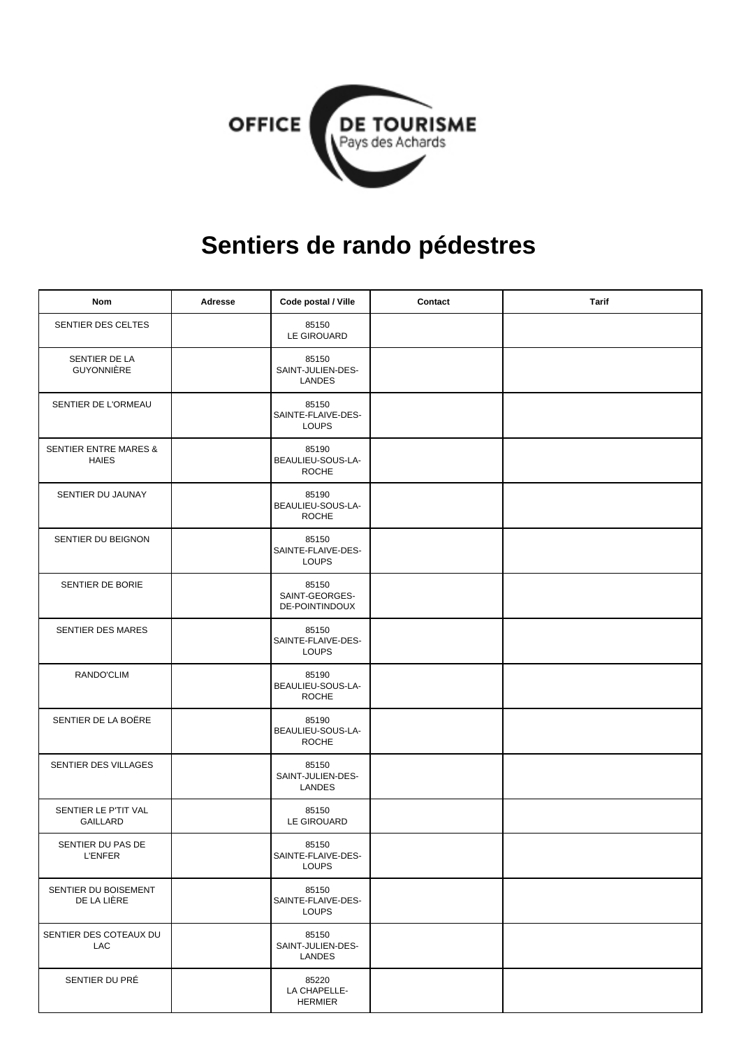OFFICE DE TOURISME
Pays des Achards

# Sentiers de rando pédestres

| Nom | Adresse | Code postal / Ville | Contact | Tarif |
| --- | --- | --- | --- | --- |
| SENTIER DES CELTES | | 85150 LE GIROUARD | | |
| SENTIER DE LA GUYONNIÈRE | | 85150 SAINT-JULIEN-DES-LANDES | | |
| SENTIER DE L'ORMEAU | | 85150 SAINTE-FLAIVE-DES-LOUPS | | |
| SENTIER ENTRE MARES & HAIES | | 85190 BEAULIEU-SOUS-LA-ROCHE | | |
| SENTIER DU JAUNAY | | 85190 BEAULIEU-SOUS-LA-ROCHE | | |
| SENTIER DU BEIGNON | | 85150 SAINTE-FLAIVE-DES-LOUPS | | |
| SENTIER DE BORIE | | 85150 SAINT-GEORGES-DE-POINTINDOUX | | |
| SENTIER DES MARES | | 85150 SAINTE-FLAIVE-DES-LOUPS | | |
| RANDO'CLIM | | 85190 BEAULIEU-SOUS-LA-ROCHE | | |
| SENTIER DE LA BOÈRE | | 85190 BEAULIEU-SOUS-LA-ROCHE | | |
| SENTIER DES VILLAGES | | 85150 SAINT-JULIEN-DES-LANDES | | |
| SENTIER LE P'TIT VAL GAILLARD | | 85150 LE GIROUARD | | |
| SENTIER DU PAS DE L'ENFER | | 85150 SAINTE-FLAIVE-DES-LOUPS | | |
| SENTIER DU BOISEMENT DE LA LIÈRE | | 85150 SAINTE-FLAIVE-DES-LOUPS | | |
| SENTIER DES COTEAUX DU LAC | | 85150 SAINT-JULIEN-DES-LANDES | | |
| SENTIER DU PRÉ | | 85220 LA CHAPELLE-HERMIER | | |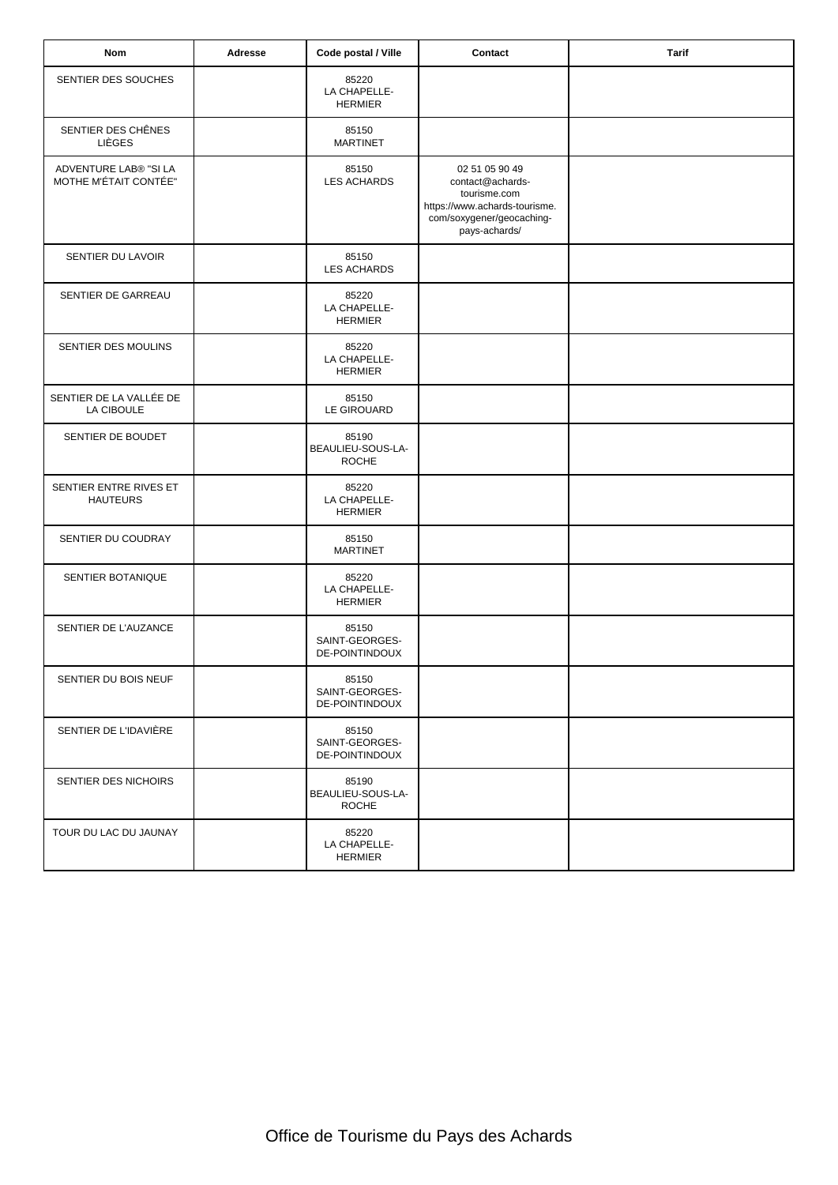| Nom | Adresse | Code postal / Ville | Contact | Tarif |
|---|---|---|---|---|
| SENTIER DES SOUCHES | | 85220 LA CHAPELLE-HERMIER | | |
| SENTIER DES CHÊNES LIÈGES | | 85150 MARTINET | | |
| ADVENTURE LAB® "SI LA MOTHE M'ÉTAIT CONTÉE" | | 85150 LES ACHARDS | 02 51 05 90 49 contact@achards-tourisme.com https://www.achards-tourisme.com/soxygener/geocaching-pays-achards/ | |
| SENTIER DU LAVOIR | | 85150 LES ACHARDS | | |
| SENTIER DE GARREAU | | 85220 LA CHAPELLE-HERMIER | | |
| SENTIER DES MOULINS | | 85220 LA CHAPELLE-HERMIER | | |
| SENTIER DE LA VALLÉE DE LA CIBOULE | | 85150 LE GIROUARD | | |
| SENTIER DE BOUDET | | 85190 BEAULIEU-SOUS-LA-ROCHE | | |
| SENTIER ENTRE RIVES ET HAUTEURS | | 85220 LA CHAPELLE-HERMIER | | |
| SENTIER DU COUDRAY | | 85150 MARTINET | | |
| SENTIER BOTANIQUE | | 85220 LA CHAPELLE-HERMIER | | |
| SENTIER DE L'AUZANCE | | 85150 SAINT-GEORGES-DE-POINTINDOUX | | |
| SENTIER DU BOIS NEUF | | 85150 SAINT-GEORGES-DE-POINTINDOUX | | |
| SENTIER DE L'IDAVIÈRE | | 85150 SAINT-GEORGES-DE-POINTINDOUX | | |
| SENTIER DES NICHOIRS | | 85190 BEAULIEU-SOUS-LA-ROCHE | | |
| TOUR DU LAC DU JAUNAY | | 85220 LA CHAPELLE-HERMIER | | |